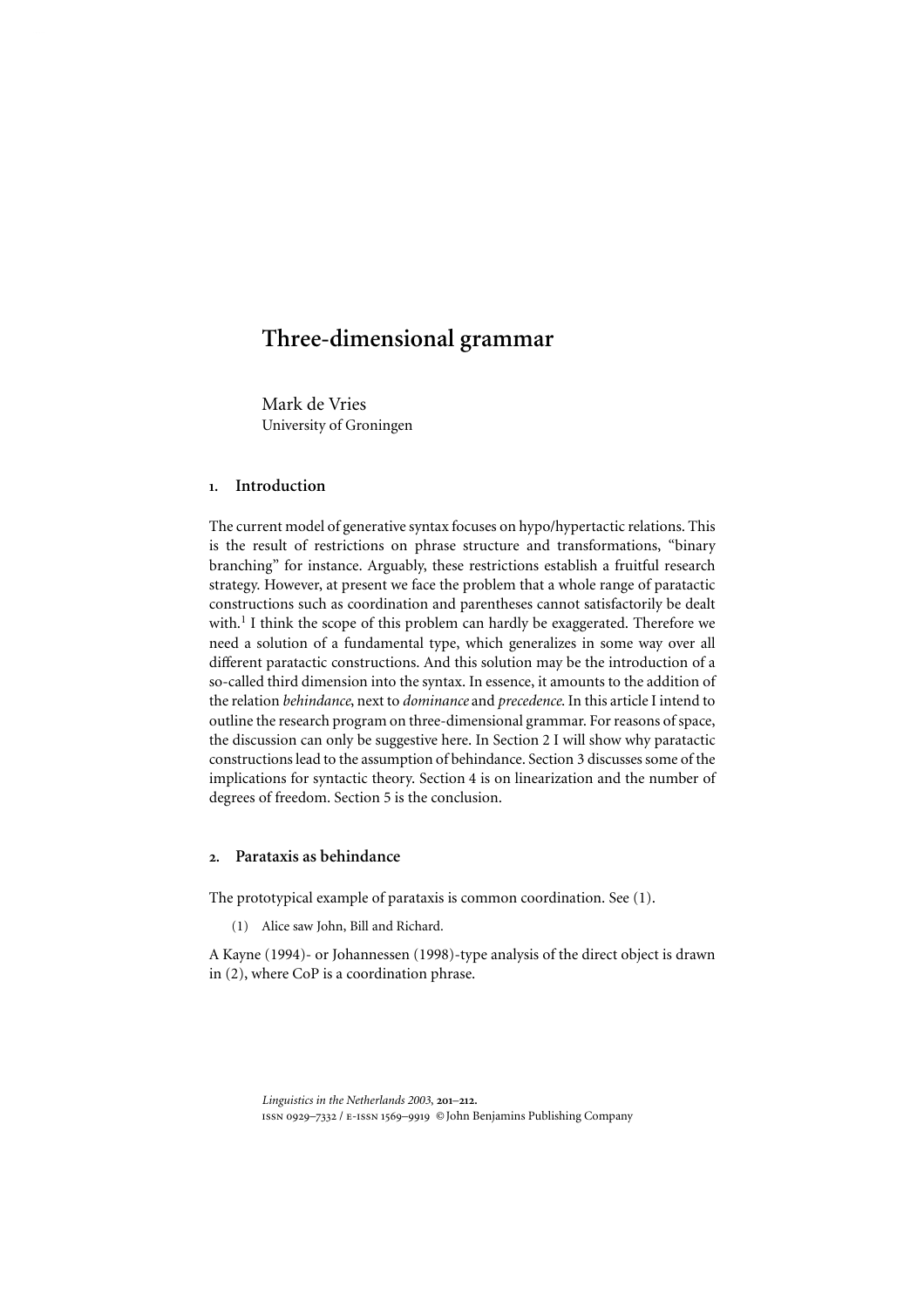# Three-dimensional grammar

Mark de Vries
University of Groningen

## 1. Introduction

The current model of generative syntax focuses on hypo/hypertactic relations. This is the result of restrictions on phrase structure and transformations, "binary branching" for instance. Arguably, these restrictions establish a fruitful research strategy. However, at present we face the problem that a whole range of paratactic constructions such as coordination and parentheses cannot satisfactorily be dealt with.[1] I think the scope of this problem can hardly be exaggerated. Therefore we need a solution of a fundamental type, which generalizes in some way over all different paratactic constructions. And this solution may be the introduction of a so-called third dimension into the syntax. In essence, it amounts to the addition of the relation *behindance*, next to *dominance* and *precedence*. In this article I intend to outline the research program on three-dimensional grammar. For reasons of space, the discussion can only be suggestive here. In Section 2 I will show why paratactic constructions lead to the assumption of behindance. Section 3 discusses some of the implications for syntactic theory. Section 4 is on linearization and the number of degrees of freedom. Section 5 is the conclusion.

## 2. Parataxis as behindance

The prototypical example of parataxis is common coordination. See (1).

(1) Alice saw John, Bill and Richard.

A Kayne (1994)- or Johannessen (1998)-type analysis of the direct object is drawn in (2), where CoP is a coordination phrase.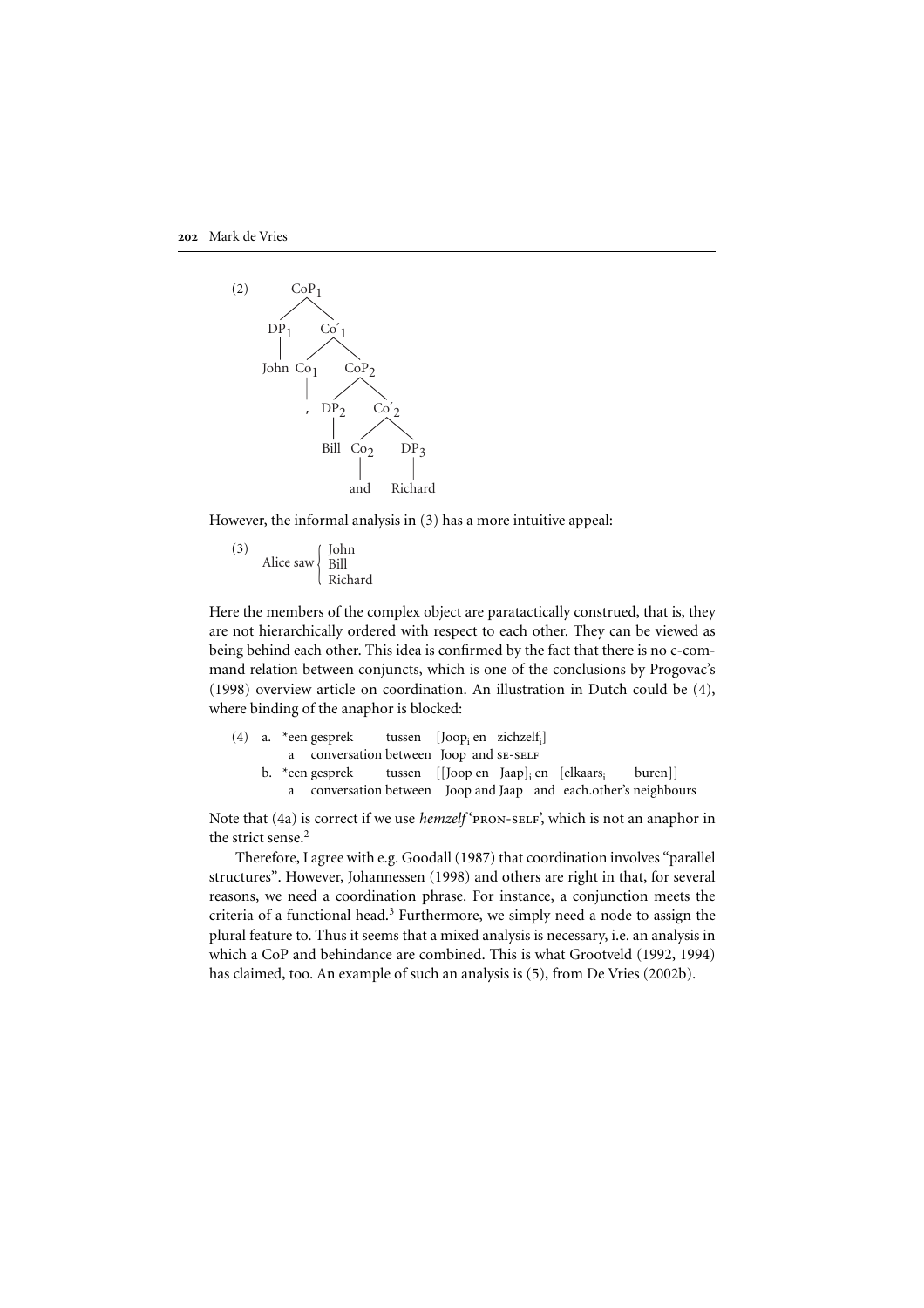(2) [tree diagram]

```
            CoP1
           /    \
        DP1      Co'1
         |      /    \
       John   Co1     CoP2
               |     /    \
               ,   DP2     Co'2
                    |     /    \
                  Bill  Co2    DP3
                         |      |
                        and   Richard
```

However, the informal analysis in (3) has a more intuitive appeal:

(3) Alice saw { John / Bill / Richard

Here the members of the complex object are paratactically construed, that is, they are not hierarchically ordered with respect to each other. They can be viewed as being behind each other. This idea is confirmed by the fact that there is no c-command relation between conjuncts, which is one of the conclusions by Progovac's (1998) overview article on coordination. An illustration in Dutch could be (4), where binding of the anaphor is blocked:

(4) a. *een gesprek tussen [Joop$_i$ en zichzelf$_i$]
   a conversation between Joop and SE-SELF

b. *een gesprek tussen [[Joop en Jaap]$_i$ en [elkaars$_i$ buren]]
   a conversation between Joop and Jaap and each.other's neighbours

Note that (4a) is correct if we use *hemzelf* 'PRON-SELF', which is not an anaphor in the strict sense.[2]

Therefore, I agree with e.g. Goodall (1987) that coordination involves "parallel structures". However, Johannessen (1998) and others are right in that, for several reasons, we need a coordination phrase. For instance, a conjunction meets the criteria of a functional head.[3] Furthermore, we simply need a node to assign the plural feature to. Thus it seems that a mixed analysis is necessary, i.e. an analysis in which a CoP and behindance are combined. This is what Grootveld (1992, 1994) has claimed, too. An example of such an analysis is (5), from De Vries (2002b).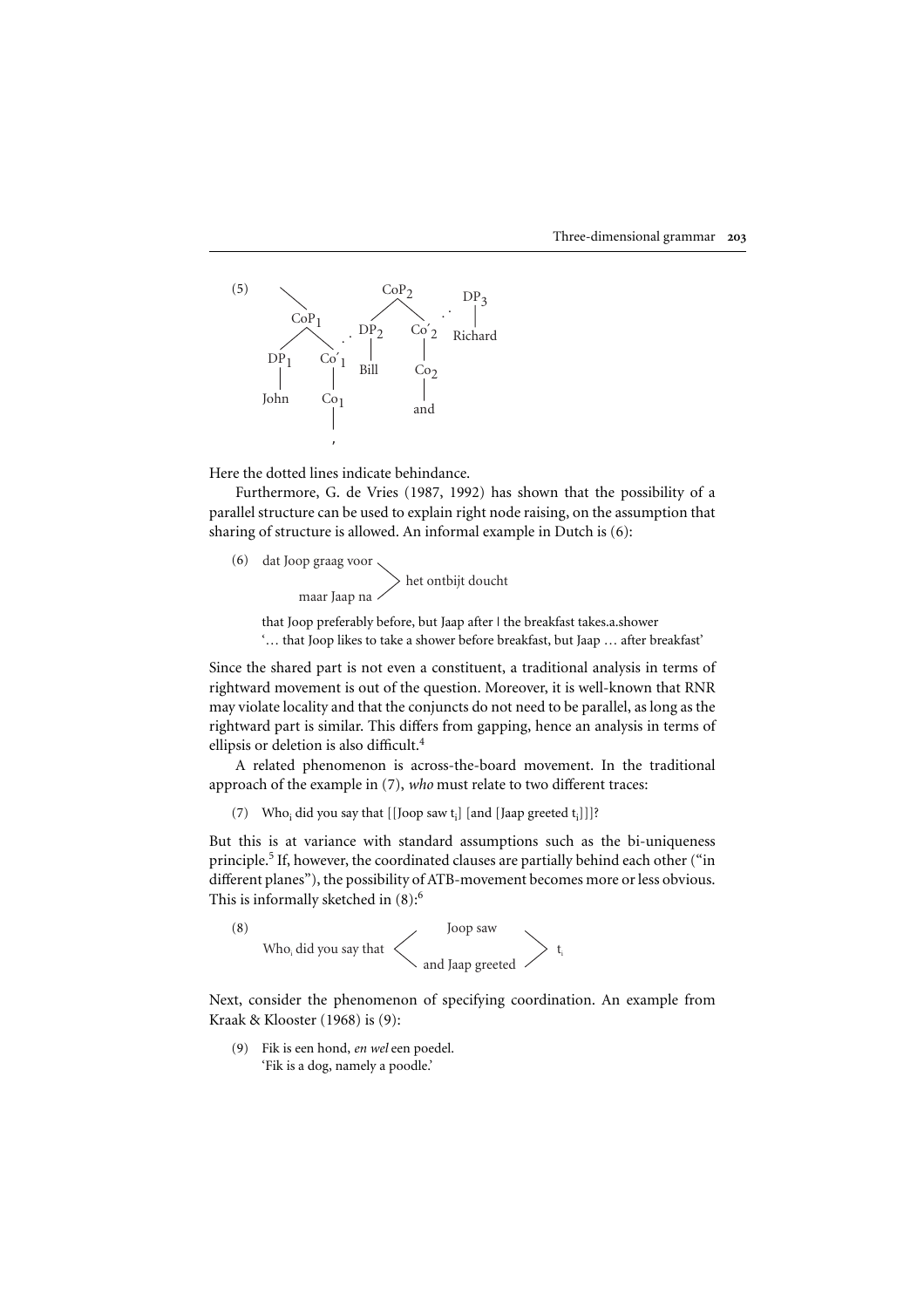(5) [Tree diagram: $CoP_1$ with branches $DP_1$ (John) and $Co'_1$ → $Co_1$ → ","; $CoP_2$ with branches $DP_2$ (Bill) and $Co'_2$ → $Co_2$ → "and"; $DP_3$ → Richard; dotted lines connecting $CoP_1$ to $DP_2$ and $Co'_2$ to $DP_3$]

Here the dotted lines indicate behindance.

Furthermore, G. de Vries (1987, 1992) has shown that the possibility of a parallel structure can be used to explain right node raising, on the assumption that sharing of structure is allowed. An informal example in Dutch is (6):

(6) dat Joop graag voor / maar Jaap na > het ontbijt doucht

that Joop preferably before, but Jaap after | the breakfast takes.a.shower
'… that Joop likes to take a shower before breakfast, but Jaap … after breakfast'

Since the shared part is not even a constituent, a traditional analysis in terms of rightward movement is out of the question. Moreover, it is well-known that RNR may violate locality and that the conjuncts do not need to be parallel, as long as the rightward part is similar. This differs from gapping, hence an analysis in terms of ellipsis or deletion is also difficult.[4]

A related phenomenon is across-the-board movement. In the traditional approach of the example in (7), *who* must relate to two different traces:

(7) $\text{Who}_i$ did you say that [[Joop saw $t_i$] [and [Jaap greeted $t_i$]]]?

But this is at variance with standard assumptions such as the bi-uniqueness principle.[5] If, however, the coordinated clauses are partially behind each other ("in different planes"), the possibility of ATB-movement becomes more or less obvious. This is informally sketched in (8):[6]

(8) $\text{Who}_i$ did you say that < Joop saw / and Jaap greeted > $t_i$

Next, consider the phenomenon of specifying coordination. An example from Kraak & Klooster (1968) is (9):

(9) Fik is een hond, *en wel* een poedel.
'Fik is a dog, namely a poodle.'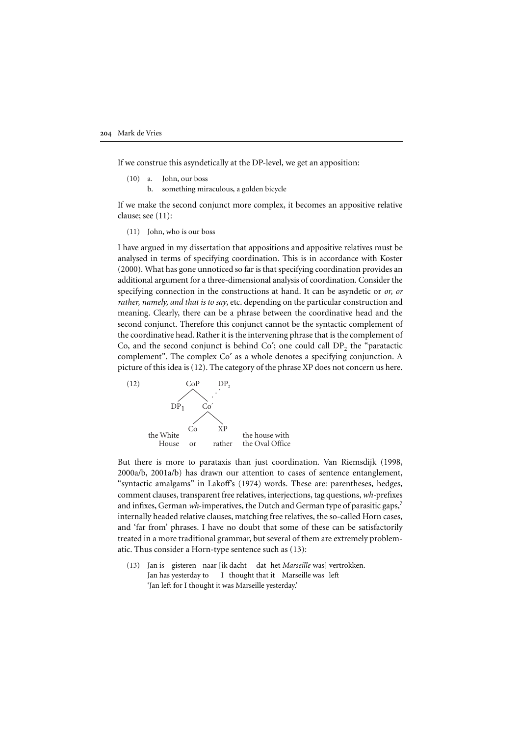If we construe this asyndetically at the DP-level, we get an apposition:

(10) a. John, our boss
 b. something miraculous, a golden bicycle

If we make the second conjunct more complex, it becomes an appositive relative clause; see (11):

(11) John, who is our boss

I have argued in my dissertation that appositions and appositive relatives must be analysed in terms of specifying coordination. This is in accordance with Koster (2000). What has gone unnoticed so far is that specifying coordination provides an additional argument for a three-dimensional analysis of coordination. Consider the specifying connection in the constructions at hand. It can be asyndetic or *or, or rather, namely, and that is to say*, etc. depending on the particular construction and meaning. Clearly, there can be a phrase between the coordinative head and the second conjunct. Therefore this conjunct cannot be the syntactic complement of the coordinative head. Rather it is the intervening phrase that is the complement of Co, and the second conjunct is behind Co′; one could call $DP_2$ the "paratactic complement". The complex Co′ as a whole denotes a specifying conjunction. A picture of this idea is (12). The category of the phrase XP does not concern us here.

(12)

```
              CoP        DP2
             /   \     .·
          DP1     Co′
                 /   \
               Co     XP
the White House  or   rather   the house with the Oval Office
```

But there is more to parataxis than just coordination. Van Riemsdijk (1998, 2000a/b, 2001a/b) has drawn our attention to cases of sentence entanglement, "syntactic amalgams" in Lakoff's (1974) words. These are: parentheses, hedges, comment clauses, transparent free relatives, interjections, tag questions, *wh*-prefixes and infixes, German *wh*-imperatives, the Dutch and German type of parasitic gaps,[7] internally headed relative clauses, matching free relatives, the so-called Horn cases, and 'far from' phrases. I have no doubt that some of these can be satisfactorily treated in a more traditional grammar, but several of them are extremely problematic. Thus consider a Horn-type sentence such as (13):

(13) Jan is gisteren naar [ik dacht dat het *Marseille* was] vertrokken.
 Jan has yesterday to I thought that it Marseille was left
 'Jan left for I thought it was Marseille yesterday.'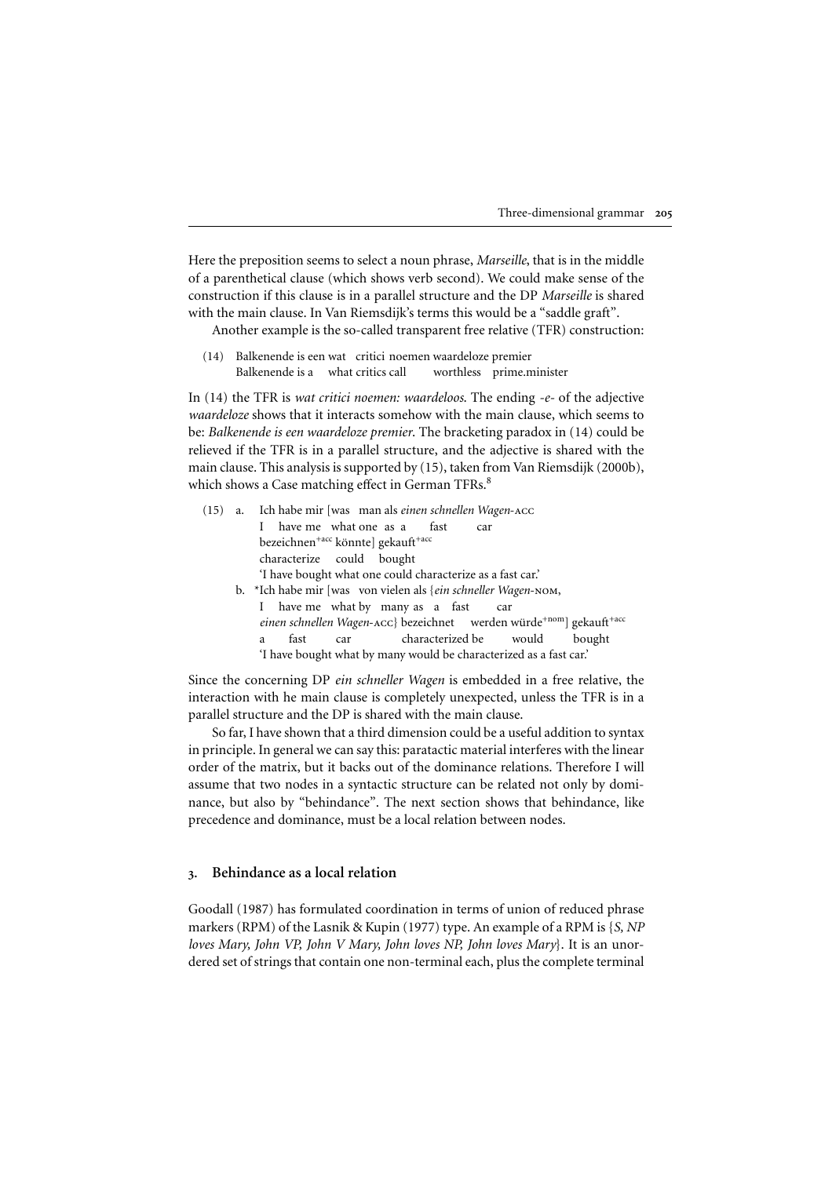Here the preposition seems to select a noun phrase, *Marseille*, that is in the middle of a parenthetical clause (which shows verb second). We could make sense of the construction if this clause is in a parallel structure and the DP *Marseille* is shared with the main clause. In Van Riemsdijk's terms this would be a "saddle graft".

Another example is the so-called transparent free relative (TFR) construction:

(14) Balkenende is een wat critici noemen waardeloze premier
 Balkenende is a what critics call worthless prime.minister

In (14) the TFR is *wat critici noemen: waardeloos*. The ending *-e-* of the adjective *waardeloze* shows that it interacts somehow with the main clause, which seems to be: *Balkenende is een waardeloze premier*. The bracketing paradox in (14) could be relieved if the TFR is in a parallel structure, and the adjective is shared with the main clause. This analysis is supported by (15), taken from Van Riemsdijk (2000b), which shows a Case matching effect in German TFRs.[8]

(15) a. Ich habe mir [was man als *einen schnellen Wagen*-ACC
 I have me what one as a fast car
 bezeichnen[+acc] könnte] gekauft[+acc]
 characterize could bought
 'I have bought what one could characterize as a fast car.'

 b. *Ich habe mir [was von vielen als {*ein schneller Wagen*-NOM,
 I have me what by many as a fast car
 *einen schnellen Wagen*-ACC} bezeichnet werden würde[+nom]] gekauft[+acc]
 a fast car characterized be would bought
 'I have bought what by many would be characterized as a fast car.'

Since the concerning DP *ein schneller Wagen* is embedded in a free relative, the interaction with he main clause is completely unexpected, unless the TFR is in a parallel structure and the DP is shared with the main clause.

So far, I have shown that a third dimension could be a useful addition to syntax in principle. In general we can say this: paratactic material interferes with the linear order of the matrix, but it backs out of the dominance relations. Therefore I will assume that two nodes in a syntactic structure can be related not only by dominance, but also by "behindance". The next section shows that behindance, like precedence and dominance, must be a local relation between nodes.

## 3. Behindance as a local relation

Goodall (1987) has formulated coordination in terms of union of reduced phrase markers (RPM) of the Lasnik & Kupin (1977) type. An example of a RPM is {*S, NP loves Mary, John VP, John V Mary, John loves NP, John loves Mary*}. It is an unordered set of strings that contain one non-terminal each, plus the complete terminal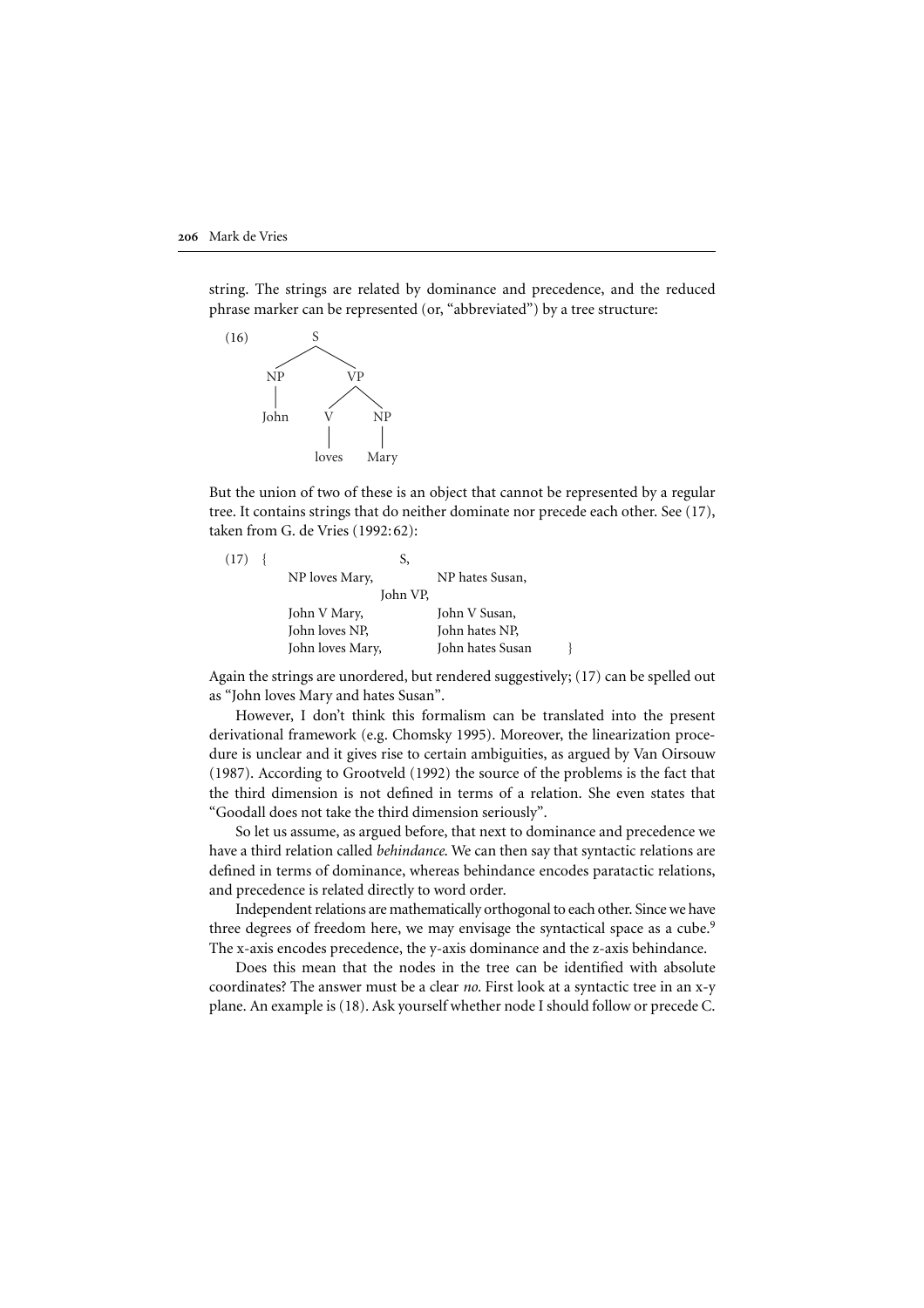string. The strings are related by dominance and precedence, and the reduced phrase marker can be represented (or, "abbreviated") by a tree structure:

```
(16)          S
            /   \
          NP     VP
          |     /  \
        John   V    NP
               |    |
             loves  Mary
```

But the union of two of these is an object that cannot be represented by a regular tree. It contains strings that do neither dominate nor precede each other. See (17), taken from G. de Vries (1992: 62):

```
(17)  {                    S,
            NP loves Mary,           NP hates Susan,
                          John VP,
            John V Mary,             John V Susan,
            John loves NP,           John hates NP,
            John loves Mary,         John hates Susan       }
```

Again the strings are unordered, but rendered suggestively; (17) can be spelled out as "John loves Mary and hates Susan".

However, I don't think this formalism can be translated into the present derivational framework (e.g. Chomsky 1995). Moreover, the linearization procedure is unclear and it gives rise to certain ambiguities, as argued by Van Oirsouw (1987). According to Grootveld (1992) the source of the problems is the fact that the third dimension is not defined in terms of a relation. She even states that "Goodall does not take the third dimension seriously".

So let us assume, as argued before, that next to dominance and precedence we have a third relation called *behindance*. We can then say that syntactic relations are defined in terms of dominance, whereas behindance encodes paratactic relations, and precedence is related directly to word order.

Independent relations are mathematically orthogonal to each other. Since we have three degrees of freedom here, we may envisage the syntactical space as a cube.[9] The x-axis encodes precedence, the y-axis dominance and the z-axis behindance.

Does this mean that the nodes in the tree can be identified with absolute coordinates? The answer must be a clear *no*. First look at a syntactic tree in an x-y plane. An example is (18). Ask yourself whether node I should follow or precede C.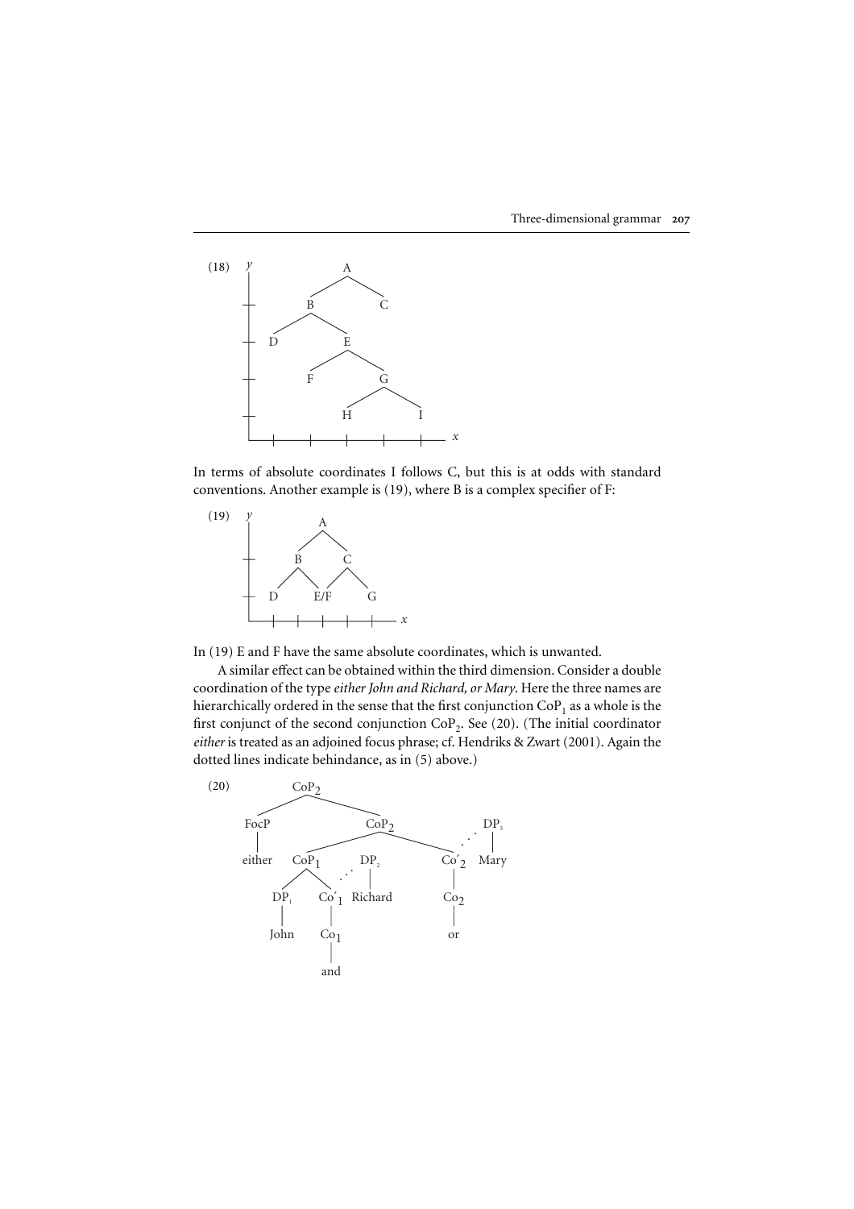(18)

y

A

B C

D E

F G

H I

x

In terms of absolute coordinates I follows C, but this is at odds with standard conventions. Another example is (19), where B is a complex specifier of F:

(19)

y

A

B C

D E/F G

x

In (19) E and F have the same absolute coordinates, which is unwanted.

A similar effect can be obtained within the third dimension. Consider a double coordination of the type *either John and Richard, or Mary*. Here the three names are hierarchically ordered in the sense that the first conjunction $\text{CoP}_1$ as a whole is the first conjunct of the second conjunction $\text{CoP}_2$. See (20). (The initial coordinator *either* is treated as an adjoined focus phrase; cf. Hendriks & Zwart (2001). Again the dotted lines indicate behindance, as in (5) above.)

(20)

$\text{CoP}_2$

FocP $\text{CoP}_2$ $\text{DP}_3$

either $\text{CoP}_1$ $\text{DP}_2$ $\text{Co}'_2$ Mary

$\text{DP}_1$ $\text{Co}'_1$ Richard $\text{Co}_2$

John $\text{Co}_1$ or

and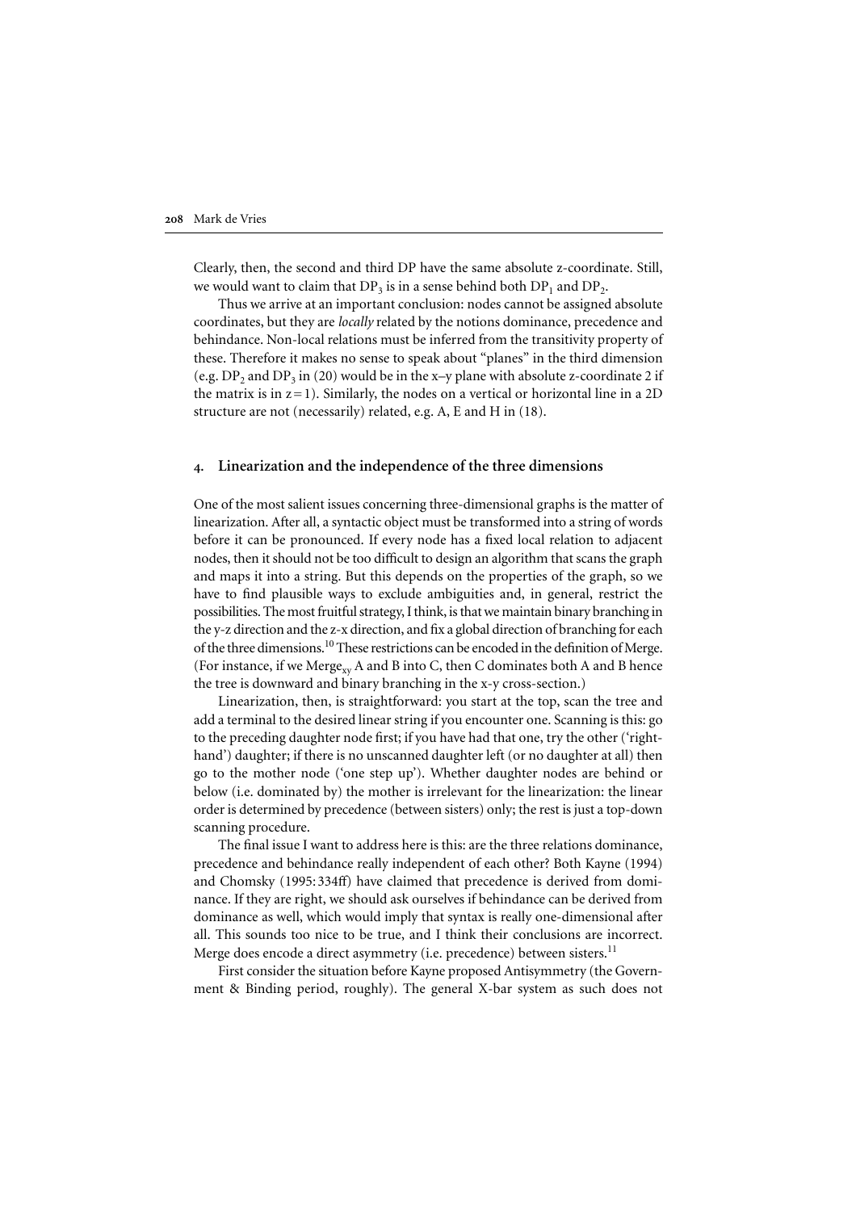Clearly, then, the second and third DP have the same absolute z-coordinate. Still, we would want to claim that $DP_3$ is in a sense behind both $DP_1$ and $DP_2$.

Thus we arrive at an important conclusion: nodes cannot be assigned absolute coordinates, but they are *locally* related by the notions dominance, precedence and behindance. Non-local relations must be inferred from the transitivity property of these. Therefore it makes no sense to speak about "planes" in the third dimension (e.g. $DP_2$ and $DP_3$ in (20) would be in the x–y plane with absolute z-coordinate 2 if the matrix is in $z=1$). Similarly, the nodes on a vertical or horizontal line in a 2D structure are not (necessarily) related, e.g. A, E and H in (18).

## 4. Linearization and the independence of the three dimensions

One of the most salient issues concerning three-dimensional graphs is the matter of linearization. After all, a syntactic object must be transformed into a string of words before it can be pronounced. If every node has a fixed local relation to adjacent nodes, then it should not be too difficult to design an algorithm that scans the graph and maps it into a string. But this depends on the properties of the graph, so we have to find plausible ways to exclude ambiguities and, in general, restrict the possibilities. The most fruitful strategy, I think, is that we maintain binary branching in the y-z direction and the z-x direction, and fix a global direction of branching for each of the three dimensions.[10] These restrictions can be encoded in the definition of Merge. (For instance, if we $\text{Merge}_{xy}$ A and B into C, then C dominates both A and B hence the tree is downward and binary branching in the x-y cross-section.)

Linearization, then, is straightforward: you start at the top, scan the tree and add a terminal to the desired linear string if you encounter one. Scanning is this: go to the preceding daughter node first; if you have had that one, try the other ('right-hand') daughter; if there is no unscanned daughter left (or no daughter at all) then go to the mother node ('one step up'). Whether daughter nodes are behind or below (i.e. dominated by) the mother is irrelevant for the linearization: the linear order is determined by precedence (between sisters) only; the rest is just a top-down scanning procedure.

The final issue I want to address here is this: are the three relations dominance, precedence and behindance really independent of each other? Both Kayne (1994) and Chomsky (1995:334ff) have claimed that precedence is derived from dominance. If they are right, we should ask ourselves if behindance can be derived from dominance as well, which would imply that syntax is really one-dimensional after all. This sounds too nice to be true, and I think their conclusions are incorrect. Merge does encode a direct asymmetry (i.e. precedence) between sisters.[11]

First consider the situation before Kayne proposed Antisymmetry (the Government & Binding period, roughly). The general X-bar system as such does not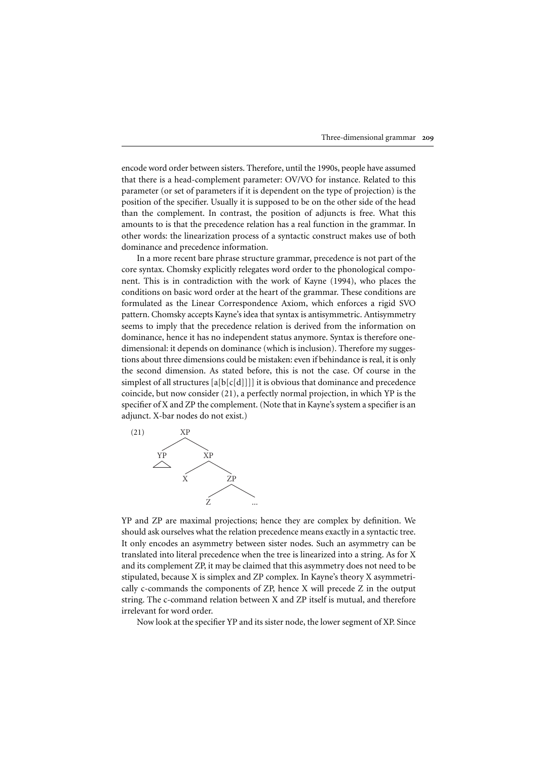encode word order between sisters. Therefore, until the 1990s, people have assumed that there is a head-complement parameter: OV/VO for instance. Related to this parameter (or set of parameters if it is dependent on the type of projection) is the position of the specifier. Usually it is supposed to be on the other side of the head than the complement. In contrast, the position of adjuncts is free. What this amounts to is that the precedence relation has a real function in the grammar. In other words: the linearization process of a syntactic construct makes use of both dominance and precedence information.

In a more recent bare phrase structure grammar, precedence is not part of the core syntax. Chomsky explicitly relegates word order to the phonological component. This is in contradiction with the work of Kayne (1994), who places the conditions on basic word order at the heart of the grammar. These conditions are formulated as the Linear Correspondence Axiom, which enforces a rigid SVO pattern. Chomsky accepts Kayne's idea that syntax is antisymmetric. Antisymmetry seems to imply that the precedence relation is derived from the information on dominance, hence it has no independent status anymore. Syntax is therefore one-dimensional: it depends on dominance (which is inclusion). Therefore my suggestions about three dimensions could be mistaken: even if behindance is real, it is only the second dimension. As stated before, this is not the case. Of course in the simplest of all structures [a[b[c[d]]]] it is obvious that dominance and precedence coincide, but now consider (21), a perfectly normal projection, in which YP is the specifier of X and ZP the complement. (Note that in Kayne's system a specifier is an adjunct. X-bar nodes do not exist.)

(21)

```
        XP
       /  \
     YP    XP
     /\   /  \
         X    ZP
             /  \
            Z    ...
```

YP and ZP are maximal projections; hence they are complex by definition. We should ask ourselves what the relation precedence means exactly in a syntactic tree. It only encodes an asymmetry between sister nodes. Such an asymmetry can be translated into literal precedence when the tree is linearized into a string. As for X and its complement ZP, it may be claimed that this asymmetry does not need to be stipulated, because X is simplex and ZP complex. In Kayne's theory X asymmetrically c-commands the components of ZP, hence X will precede Z in the output string. The c-command relation between X and ZP itself is mutual, and therefore irrelevant for word order.

Now look at the specifier YP and its sister node, the lower segment of XP. Since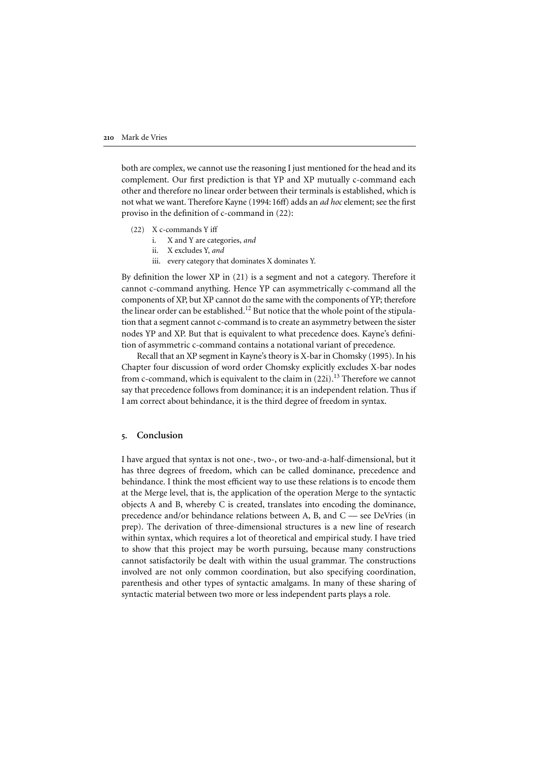both are complex, we cannot use the reasoning I just mentioned for the head and its complement. Our first prediction is that YP and XP mutually c-command each other and therefore no linear order between their terminals is established, which is not what we want. Therefore Kayne (1994: 16ff) adds an *ad hoc* element; see the first proviso in the definition of c-command in (22):

(22) X c-commands Y iff
   i. X and Y are categories, *and*
   ii. X excludes Y, *and*
   iii. every category that dominates X dominates Y.

By definition the lower XP in (21) is a segment and not a category. Therefore it cannot c-command anything. Hence YP can asymmetrically c-command all the components of XP, but XP cannot do the same with the components of YP; therefore the linear order can be established.[12] But notice that the whole point of the stipulation that a segment cannot c-command is to create an asymmetry between the sister nodes YP and XP. But that is equivalent to what precedence does. Kayne's definition of asymmetric c-command contains a notational variant of precedence.

Recall that an XP segment in Kayne's theory is X-bar in Chomsky (1995). In his Chapter four discussion of word order Chomsky explicitly excludes X-bar nodes from c-command, which is equivalent to the claim in (22i).[13] Therefore we cannot say that precedence follows from dominance; it is an independent relation. Thus if I am correct about behindance, it is the third degree of freedom in syntax.

## 5. Conclusion

I have argued that syntax is not one-, two-, or two-and-a-half-dimensional, but it has three degrees of freedom, which can be called dominance, precedence and behindance. I think the most efficient way to use these relations is to encode them at the Merge level, that is, the application of the operation Merge to the syntactic objects A and B, whereby C is created, translates into encoding the dominance, precedence and/or behindance relations between A, B, and C — see DeVries (in prep). The derivation of three-dimensional structures is a new line of research within syntax, which requires a lot of theoretical and empirical study. I have tried to show that this project may be worth pursuing, because many constructions cannot satisfactorily be dealt with within the usual grammar. The constructions involved are not only common coordination, but also specifying coordination, parenthesis and other types of syntactic amalgams. In many of these sharing of syntactic material between two more or less independent parts plays a role.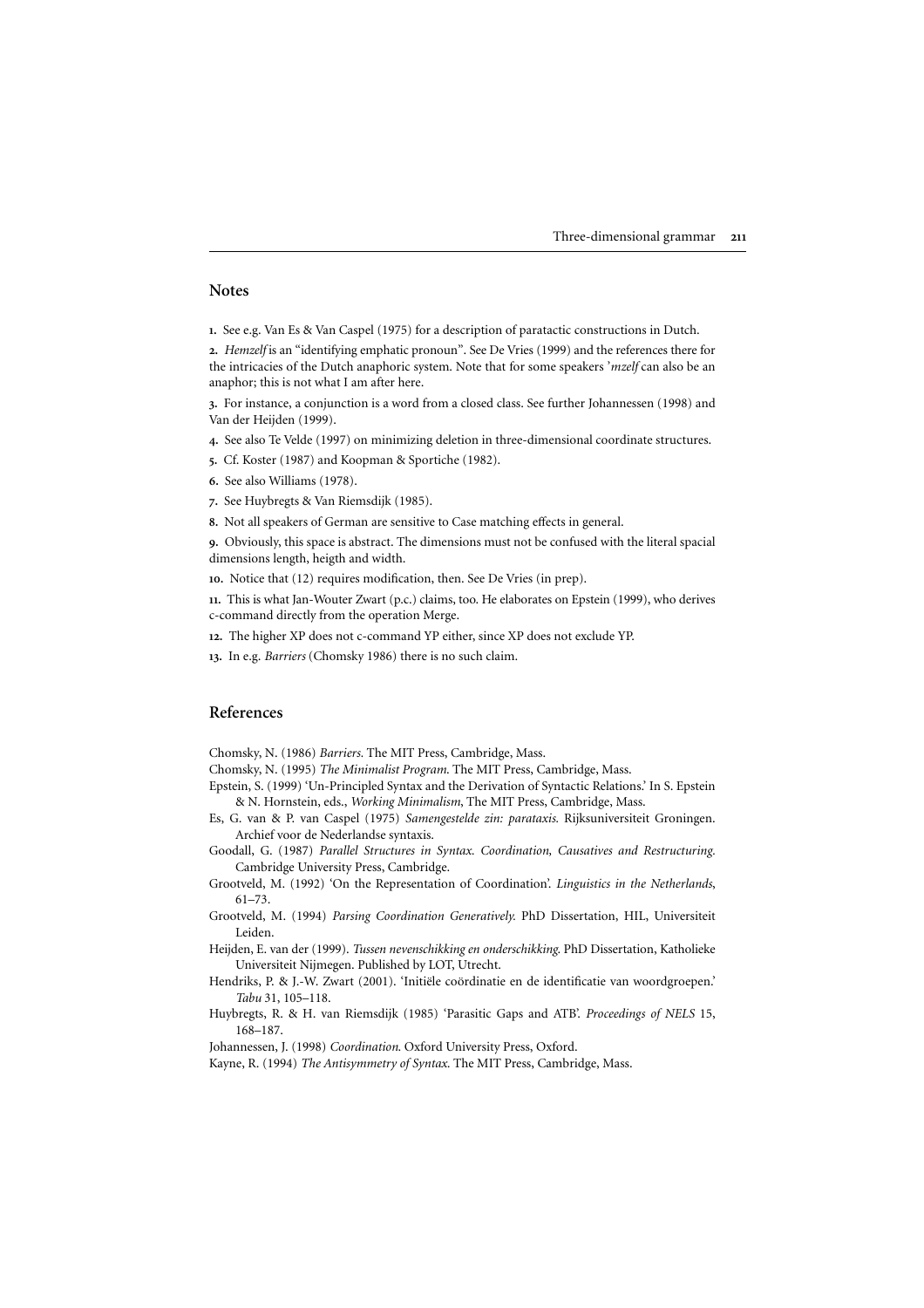## Notes

**1.** See e.g. Van Es & Van Caspel (1975) for a description of paratactic constructions in Dutch.

**2.** *Hemzelf* is an "identifying emphatic pronoun". See De Vries (1999) and the references there for the intricacies of the Dutch anaphoric system. Note that for some speakers '*mzelf* can also be an anaphor; this is not what I am after here.

**3.** For instance, a conjunction is a word from a closed class. See further Johannessen (1998) and Van der Heijden (1999).

**4.** See also Te Velde (1997) on minimizing deletion in three-dimensional coordinate structures.

**5.** Cf. Koster (1987) and Koopman & Sportiche (1982).

**6.** See also Williams (1978).

**7.** See Huybregts & Van Riemsdijk (1985).

**8.** Not all speakers of German are sensitive to Case matching effects in general.

**9.** Obviously, this space is abstract. The dimensions must not be confused with the literal spacial dimensions length, heigth and width.

**10.** Notice that (12) requires modification, then. See De Vries (in prep).

**11.** This is what Jan-Wouter Zwart (p.c.) claims, too. He elaborates on Epstein (1999), who derives c-command directly from the operation Merge.

**12.** The higher XP does not c-command YP either, since XP does not exclude YP.

**13.** In e.g. *Barriers* (Chomsky 1986) there is no such claim.

## References

Chomsky, N. (1986) *Barriers.* The MIT Press, Cambridge, Mass.

Chomsky, N. (1995) *The Minimalist Program.* The MIT Press, Cambridge, Mass.

Epstein, S. (1999) 'Un-Principled Syntax and the Derivation of Syntactic Relations.' In S. Epstein & N. Hornstein, eds., *Working Minimalism*, The MIT Press, Cambridge, Mass.

Es, G. van & P. van Caspel (1975) *Samengestelde zin: parataxis.* Rijksuniversiteit Groningen. Archief voor de Nederlandse syntaxis.

Goodall, G. (1987) *Parallel Structures in Syntax. Coordination, Causatives and Restructuring.* Cambridge University Press, Cambridge.

Grootveld, M. (1992) 'On the Representation of Coordination'. *Linguistics in the Netherlands*, 61–73.

Grootveld, M. (1994) *Parsing Coordination Generatively.* PhD Dissertation, HIL, Universiteit Leiden.

Heijden, E. van der (1999). *Tussen nevenschikking en onderschikking.* PhD Dissertation, Katholieke Universiteit Nijmegen. Published by LOT, Utrecht.

Hendriks, P. & J.-W. Zwart (2001). 'Initiële coördinatie en de identificatie van woordgroepen.' *Tabu* 31, 105–118.

Huybregts, R. & H. van Riemsdijk (1985) 'Parasitic Gaps and ATB'. *Proceedings of NELS* 15, 168–187.

Johannessen, J. (1998) *Coordination.* Oxford University Press, Oxford.

Kayne, R. (1994) *The Antisymmetry of Syntax.* The MIT Press, Cambridge, Mass.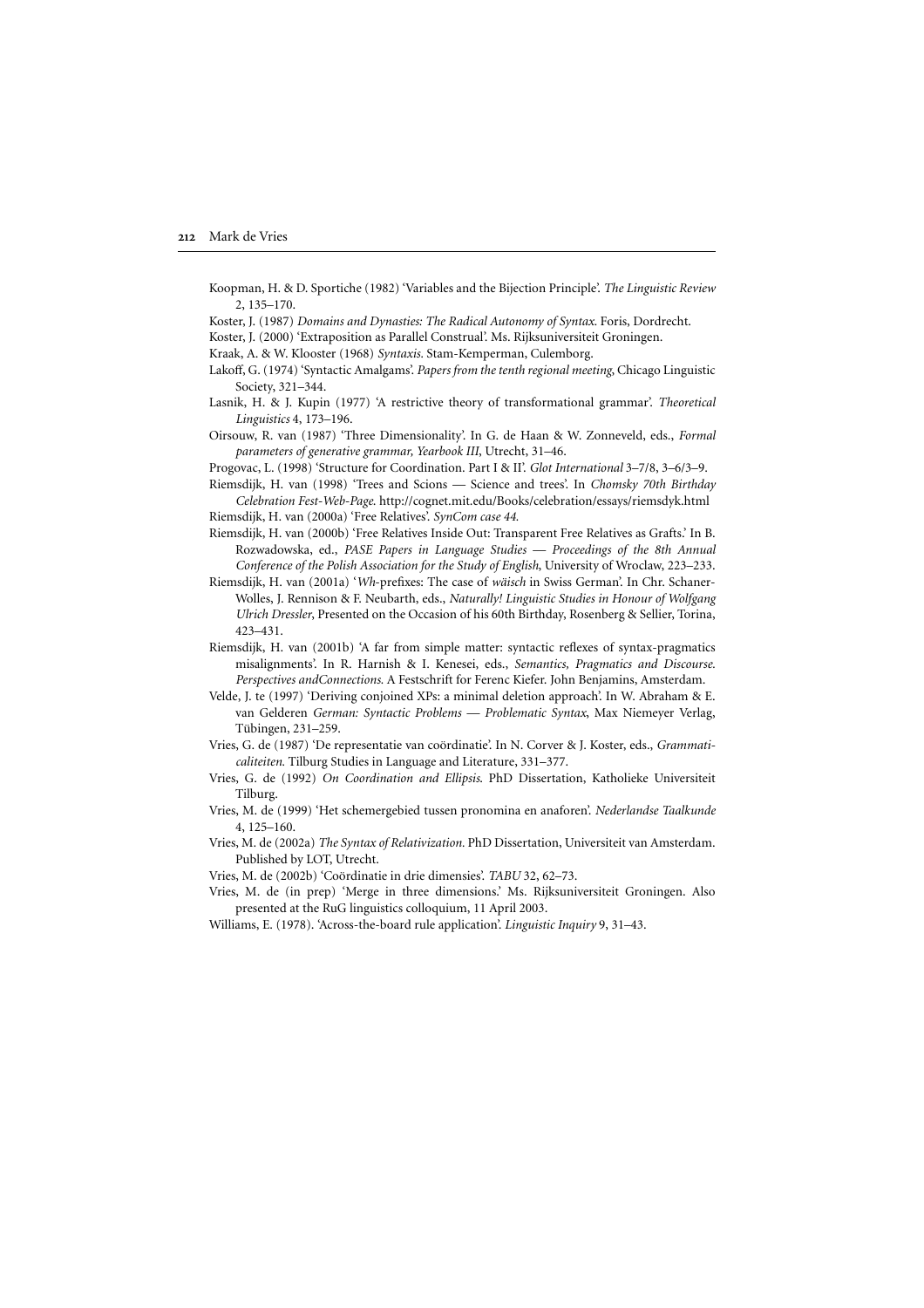Koopman, H. & D. Sportiche (1982) 'Variables and the Bijection Principle'. *The Linguistic Review* 2, 135–170.

Koster, J. (1987) *Domains and Dynasties: The Radical Autonomy of Syntax.* Foris, Dordrecht.

Koster, J. (2000) 'Extraposition as Parallel Construal'. Ms. Rijksuniversiteit Groningen.

Kraak, A. & W. Klooster (1968) *Syntaxis.* Stam-Kemperman, Culemborg.

Lakoff, G. (1974) 'Syntactic Amalgams'. *Papers from the tenth regional meeting*, Chicago Linguistic Society, 321–344.

Lasnik, H. & J. Kupin (1977) 'A restrictive theory of transformational grammar'. *Theoretical Linguistics* 4, 173–196.

Oirsouw, R. van (1987) 'Three Dimensionality'. In G. de Haan & W. Zonneveld, eds., *Formal parameters of generative grammar, Yearbook III*, Utrecht, 31–46.

Progovac, L. (1998) 'Structure for Coordination. Part I & II'. *Glot International* 3–7/8, 3–6/3–9.

Riemsdijk, H. van (1998) 'Trees and Scions — Science and trees'. In *Chomsky 70th Birthday Celebration Fest-Web-Page.* http://cognet.mit.edu/Books/celebration/essays/riemsdyk.html

Riemsdijk, H. van (2000a) 'Free Relatives'. *SynCom case 44.*

Riemsdijk, H. van (2000b) 'Free Relatives Inside Out: Transparent Free Relatives as Grafts.' In B. Rozwadowska, ed., *PASE Papers in Language Studies — Proceedings of the 8th Annual Conference of the Polish Association for the Study of English*, University of Wroclaw, 223–233.

Riemsdijk, H. van (2001a) '*Wh*-prefixes: The case of *wäisch* in Swiss German'. In Chr. Schaner-Wolles, J. Rennison & F. Neubarth, eds., *Naturally! Linguistic Studies in Honour of Wolfgang Ulrich Dressler*, Presented on the Occasion of his 60th Birthday, Rosenberg & Sellier, Torina, 423–431.

Riemsdijk, H. van (2001b) 'A far from simple matter: syntactic reflexes of syntax-pragmatics misalignments'. In R. Harnish & I. Kenesei, eds., *Semantics, Pragmatics and Discourse. Perspectives andConnections.* A Festschrift for Ferenc Kiefer. John Benjamins, Amsterdam.

Velde, J. te (1997) 'Deriving conjoined XPs: a minimal deletion approach'. In W. Abraham & E. van Gelderen *German: Syntactic Problems — Problematic Syntax*, Max Niemeyer Verlag, Tübingen, 231–259.

Vries, G. de (1987) 'De representatie van coördinatie'. In N. Corver & J. Koster, eds., *Grammaticaliteiten.* Tilburg Studies in Language and Literature, 331–377.

Vries, G. de (1992) *On Coordination and Ellipsis.* PhD Dissertation, Katholieke Universiteit Tilburg.

Vries, M. de (1999) 'Het schemergebied tussen pronomina en anaforen'. *Nederlandse Taalkunde* 4, 125–160.

Vries, M. de (2002a) *The Syntax of Relativization.* PhD Dissertation, Universiteit van Amsterdam. Published by LOT, Utrecht.

Vries, M. de (2002b) 'Coördinatie in drie dimensies'. *TABU* 32, 62–73.

Vries, M. de (in prep) 'Merge in three dimensions.' Ms. Rijksuniversiteit Groningen. Also presented at the RuG linguistics colloquium, 11 April 2003.

Williams, E. (1978). 'Across-the-board rule application'. *Linguistic Inquiry* 9, 31–43.